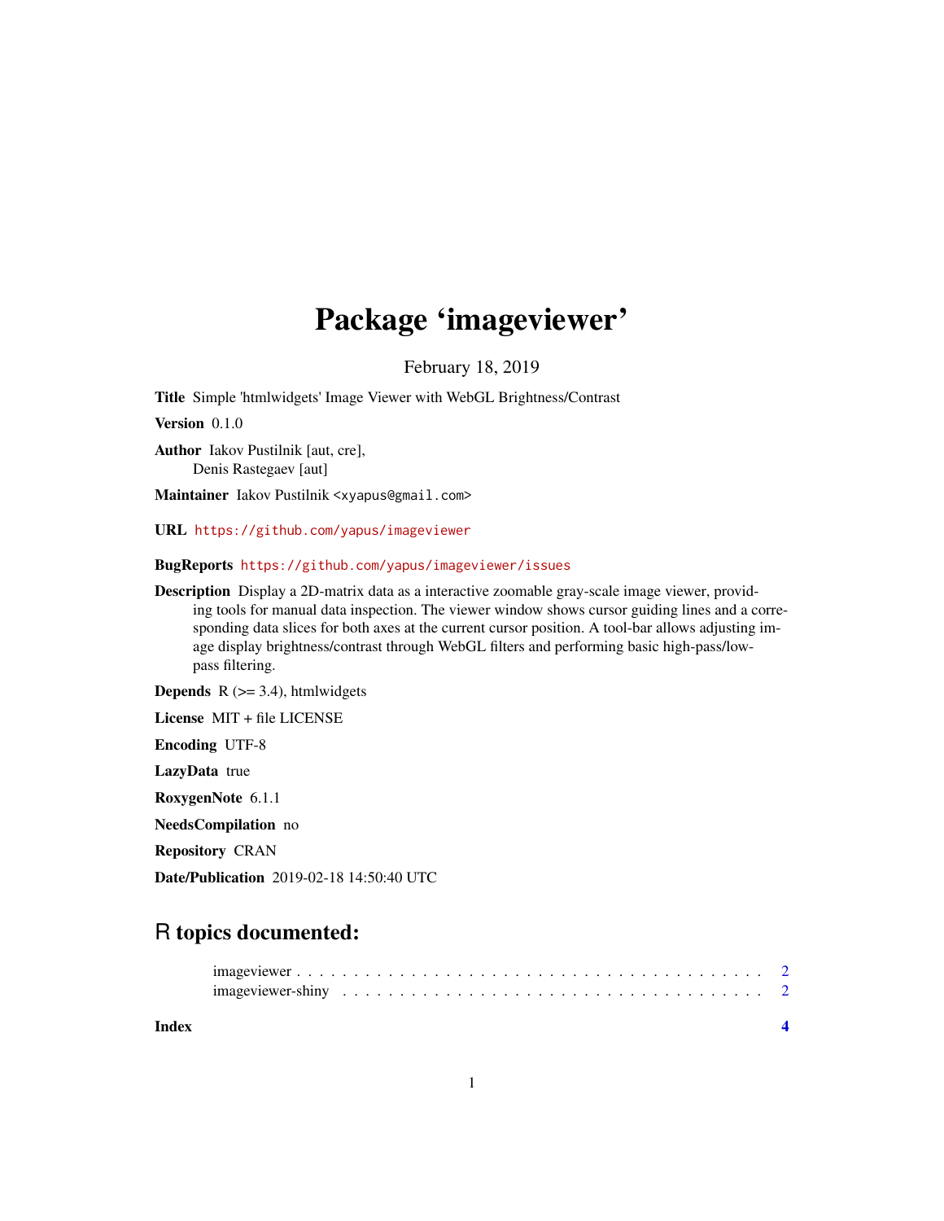# Package 'imageviewer'

February 18, 2019

**Title** Simple 'htmlwidgets' Image Viewer with WebGL Brightness/Contrast

**Version** 0.1.0

**Author** Iakov Pustilnik [aut, cre],
Denis Rastegaev [aut]

**Maintainer** Iakov Pustilnik <xyapus@gmail.com>

**URL** https://github.com/yapus/imageviewer

**BugReports** https://github.com/yapus/imageviewer/issues

**Description** Display a 2D-matrix data as a interactive zoomable gray-scale image viewer, providing tools for manual data inspection. The viewer window shows cursor guiding lines and a corresponding data slices for both axes at the current cursor position. A tool-bar allows adjusting image display brightness/contrast through WebGL filters and performing basic high-pass/low-pass filtering.

**Depends** R (>= 3.4), htmlwidgets

**License** MIT + file LICENSE

**Encoding** UTF-8

**LazyData** true

**RoxygenNote** 6.1.1

**NeedsCompilation** no

**Repository** CRAN

**Date/Publication** 2019-02-18 14:50:40 UTC

## R topics documented:

imageviewer . . . . . . . . . . . . . . . . . . . . . . . . . . . . . . . . . . . . . . . 2
imageviewer-shiny . . . . . . . . . . . . . . . . . . . . . . . . . . . . . . . . . . . . 2

**Index** 4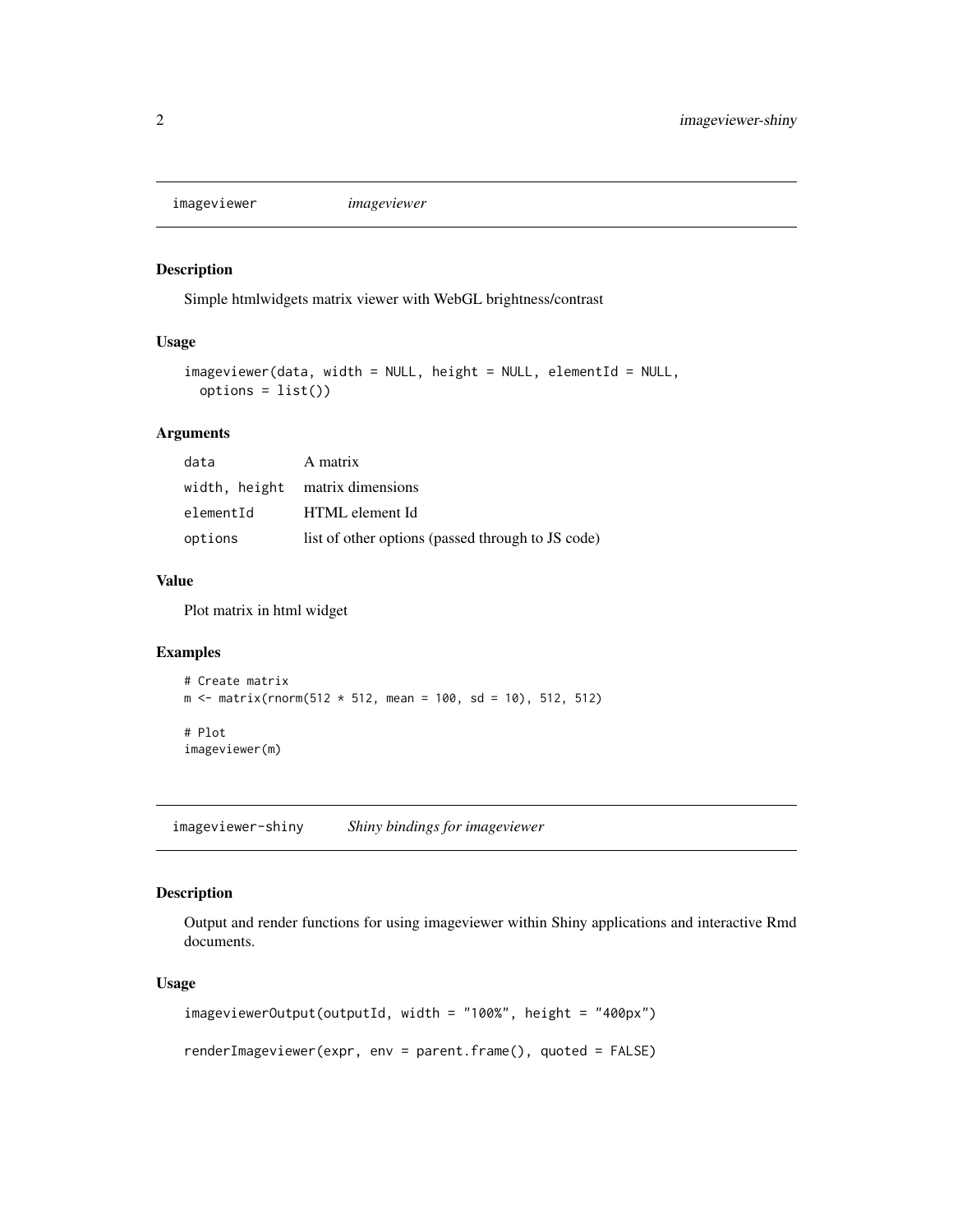## imageviewer — *imageviewer*

### Description

Simple htmlwidgets matrix viewer with WebGL brightness/contrast

### Usage

```
imageviewer(data, width = NULL, height = NULL, elementId = NULL,
  options = list())
```

### Arguments

| | |
|---|---|
| data | A matrix |
| width, height | matrix dimensions |
| elementId | HTML element Id |
| options | list of other options (passed through to JS code) |

### Value

Plot matrix in html widget

### Examples

```
# Create matrix
m <- matrix(rnorm(512 * 512, mean = 100, sd = 10), 512, 512)

# Plot
imageviewer(m)
```

## imageviewer-shiny — *Shiny bindings for imageviewer*

### Description

Output and render functions for using imageviewer within Shiny applications and interactive Rmd documents.

### Usage

```
imageviewerOutput(outputId, width = "100%", height = "400px")

renderImageviewer(expr, env = parent.frame(), quoted = FALSE)
```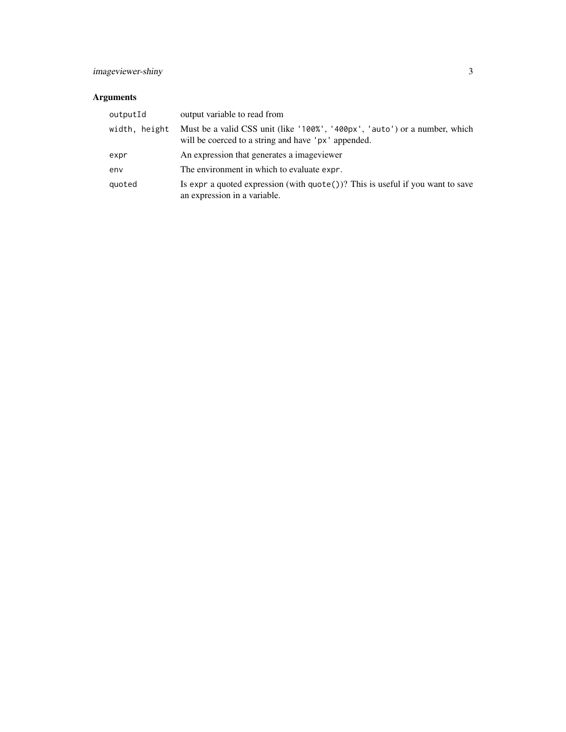## Arguments

| | |
|---|---|
| `outputId` | output variable to read from |
| `width, height` | Must be a valid CSS unit (like `'100%'`, `'400px'`, `'auto'`) or a number, which will be coerced to a string and have `'px'` appended. |
| `expr` | An expression that generates a imageviewer |
| `env` | The environment in which to evaluate `expr`. |
| `quoted` | Is `expr` a quoted expression (with `quote()`)? This is useful if you want to save an expression in a variable. |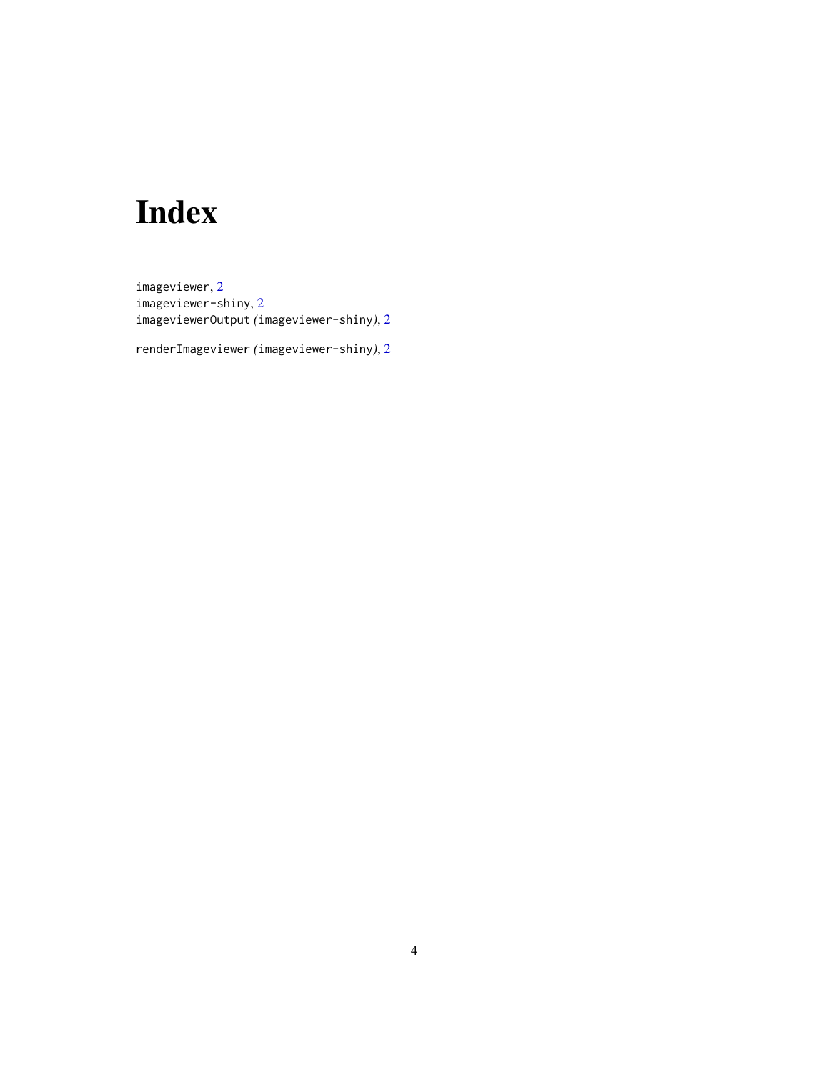# Index

imageviewer, 2
imageviewer-shiny, 2
imageviewerOutput (imageviewer-shiny), 2

renderImageviewer (imageviewer-shiny), 2